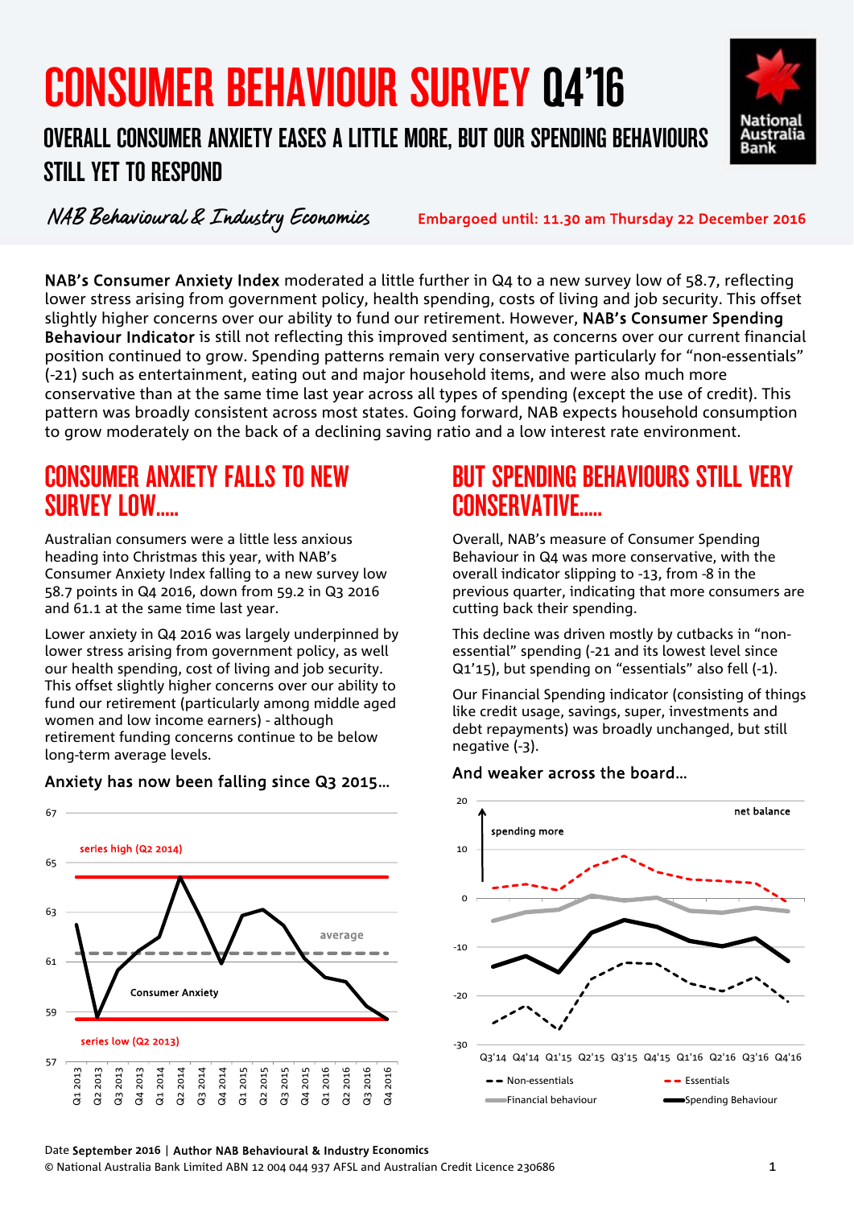# CONSUMER BEHAVIOUR SURVEY Q4'16

## OVERALL CONSUMER ANXIETY EASES A LITTLE MORE, BUT OUR SPENDING BEHAVIOURS STILL YET TO RESPOND

*NAB Behavioural & Industry Economics*

Embargoed until: 11.30 am Thursday 22 December 2016

**NAB's Consumer Anxiety Index** moderated a little further in Q4 to a new survey low of 58.7, reflecting lower stress arising from government policy, health spending, costs of living and job security. This offset slightly higher concerns over our ability to fund our retirement. However, **NAB's Consumer Spending Behaviour Indicator** is still not reflecting this improved sentiment, as concerns over our current financial position continued to grow. Spending patterns remain very conservative particularly for "non-essentials" (-21) such as entertainment, eating out and major household items, and were also much more conservative than at the same time last year across all types of spending (except the use of credit). This pattern was broadly consistent across most states. Going forward, NAB expects household consumption to grow moderately on the back of a declining saving ratio and a low interest rate environment.

## CONSUMER ANXIETY FALLS TO NEW SURVEY LOW.....

Australian consumers were a little less anxious heading into Christmas this year, with NAB's Consumer Anxiety Index falling to a new survey low 58.7 points in Q4 2016, down from 59.2 in Q3 2016 and 61.1 at the same time last year.

Lower anxiety in Q4 2016 was largely underpinned by lower stress arising from government policy, as well our health spending, cost of living and job security. This offset slightly higher concerns over our ability to fund our retirement (particularly among middle aged women and low income earners) - although retirement funding concerns continue to be below long-term average levels.

**Anxiety has now been falling since Q3 2015...**

## BUT SPENDING BEHAVIOURS STILL VERY CONSERVATIVE.....

Overall, NAB's measure of Consumer Spending Behaviour in Q4 was more conservative, with the overall indicator slipping to -13, from -8 in the previous quarter, indicating that more consumers are cutting back their spending.

This decline was driven mostly by cutbacks in "non-essential" spending (-21 and its lowest level since Q1'15), but spending on "essentials" also fell (-1).

Our Financial Spending indicator (consisting of things like credit usage, savings, super, investments and debt repayments) was broadly unchanged, but still negative (-3).

**And weaker across the board...**

Date **September 2016** | **Author NAB Behavioural & Industry Economics**

© National Australia Bank Limited ABN 12 004 044 937 AFSL and Australian Credit Licence 230686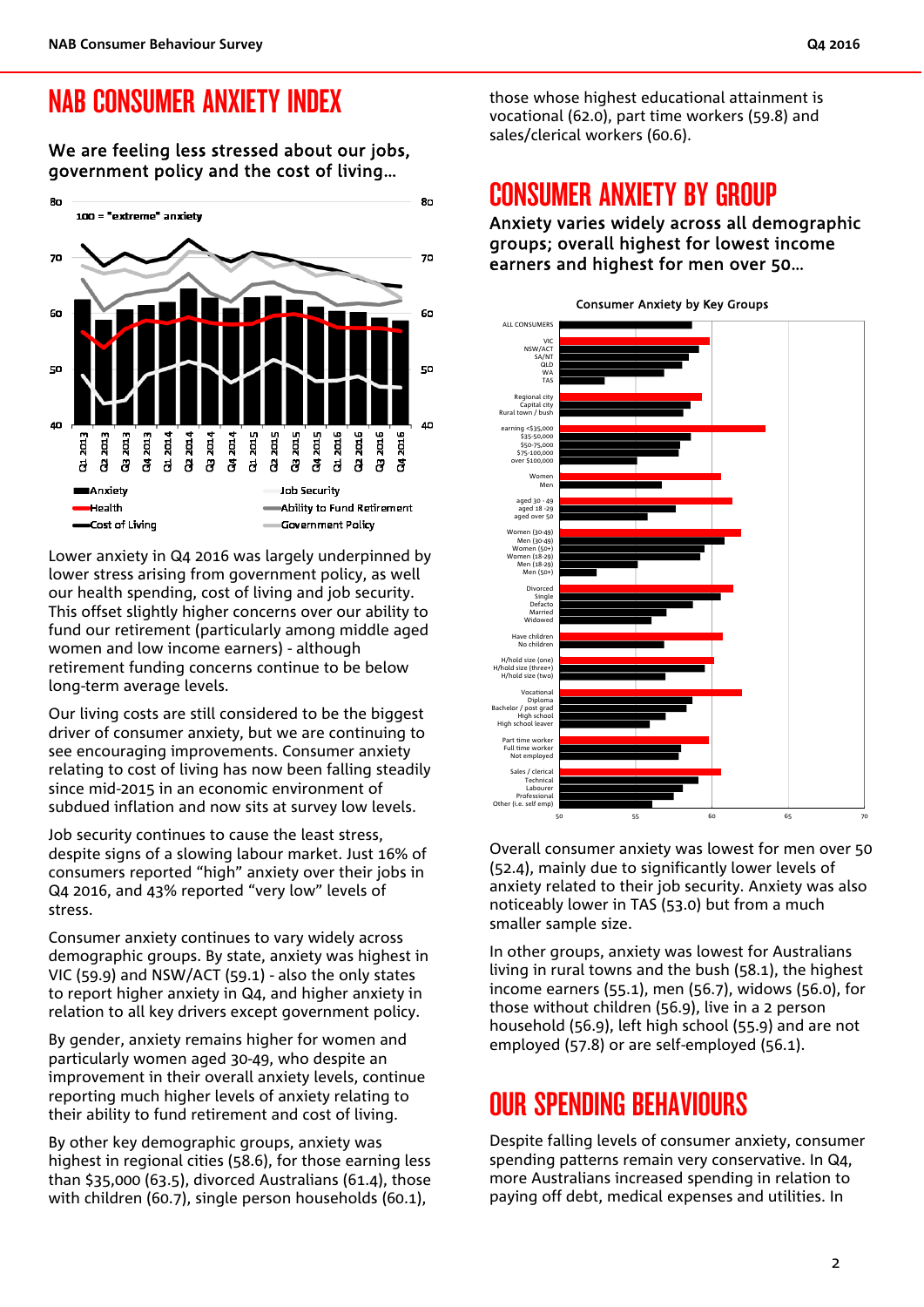# NAB CONSUMER ANXIETY INDEX

### We are feeling less stressed about our jobs, government policy and the cost of living…

Lower anxiety in Q4 2016 was largely underpinned by lower stress arising from government policy, as well our health spending, cost of living and job security. This offset slightly higher concerns over our ability to fund our retirement (particularly among middle aged women and low income earners) - although retirement funding concerns continue to be below long-term average levels.

Our living costs are still considered to be the biggest driver of consumer anxiety, but we are continuing to see encouraging improvements. Consumer anxiety relating to cost of living has now been falling steadily since mid-2015 in an economic environment of subdued inflation and now sits at survey low levels.

Job security continues to cause the least stress, despite signs of a slowing labour market. Just 16% of consumers reported "high" anxiety over their jobs in Q4 2016, and 43% reported "very low" levels of stress.

Consumer anxiety continues to vary widely across demographic groups. By state, anxiety was highest in VIC (59.9) and NSW/ACT (59.1) - also the only states to report higher anxiety in Q4, and higher anxiety in relation to all key drivers except government policy.

By gender, anxiety remains higher for women and particularly women aged 30-49, who despite an improvement in their overall anxiety levels, continue reporting much higher levels of anxiety relating to their ability to fund retirement and cost of living.

By other key demographic groups, anxiety was highest in regional cities (58.6), for those earning less than $35,000 (63.5), divorced Australians (61.4), those with children (60.7), single person households (60.1), those whose highest educational attainment is vocational (62.0), part time workers (59.8) and sales/clerical workers (60.6).

# CONSUMER ANXIETY BY GROUP

### Anxiety varies widely across all demographic groups; overall highest for lowest income earners and highest for men over 50…

Overall consumer anxiety was lowest for men over 50 (52.4), mainly due to significantly lower levels of anxiety related to their job security. Anxiety was also noticeably lower in TAS (53.0) but from a much smaller sample size.

In other groups, anxiety was lowest for Australians living in rural towns and the bush (58.1), the highest income earners (55.1), men (56.7), widows (56.0), for those without children (56.9), live in a 2 person household (56.9), left high school (55.9) and are not employed (57.8) or are self-employed (56.1).

# OUR SPENDING BEHAVIOURS

Despite falling levels of consumer anxiety, consumer spending patterns remain very conservative. In Q4, more Australians increased spending in relation to paying off debt, medical expenses and utilities. In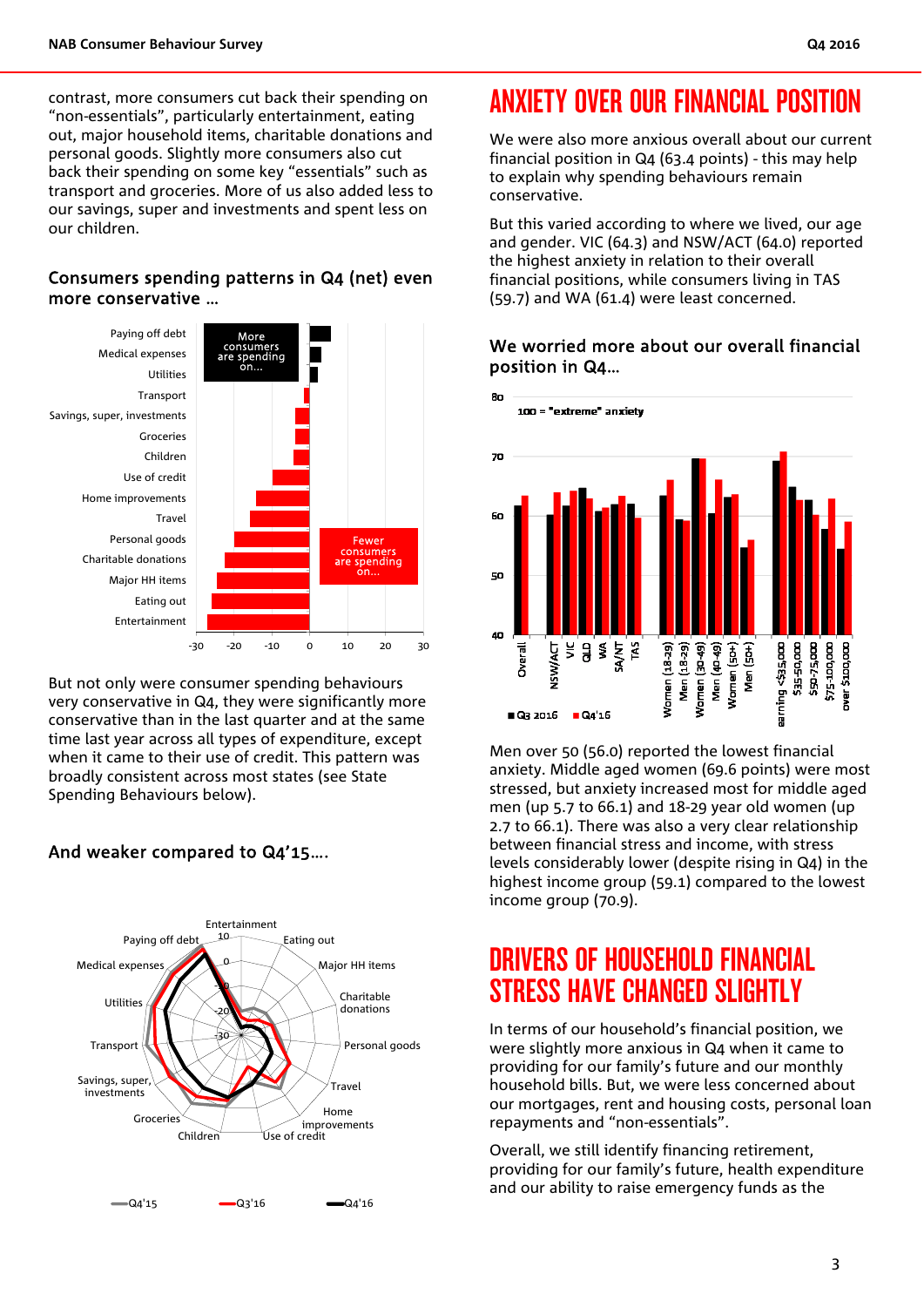contrast, more consumers cut back their spending on "non-essentials", particularly entertainment, eating out, major household items, charitable donations and personal goods. Slightly more consumers also cut back their spending on some key "essentials" such as transport and groceries. More of us also added less to our savings, super and investments and spent less on our children.

### Consumers spending patterns in Q4 (net) even more conservative ...

But not only were consumer spending behaviours very conservative in Q4, they were significantly more conservative than in the last quarter and at the same time last year across all types of expenditure, except when it came to their use of credit. This pattern was broadly consistent across most states (see State Spending Behaviours below).

### And weaker compared to Q4'15....

# ANXIETY OVER OUR FINANCIAL POSITION

We were also more anxious overall about our current financial position in Q4 (63.4 points) - this may help to explain why spending behaviours remain conservative.

But this varied according to where we lived, our age and gender. VIC (64.3) and NSW/ACT (64.0) reported the highest anxiety in relation to their overall financial positions, while consumers living in TAS (59.7) and WA (61.4) were least concerned.

### We worried more about our overall financial position in Q4...

Men over 50 (56.0) reported the lowest financial anxiety. Middle aged women (69.6 points) were most stressed, but anxiety increased most for middle aged men (up 5.7 to 66.1) and 18-29 year old women (up 2.7 to 66.1). There was also a very clear relationship between financial stress and income, with stress levels considerably lower (despite rising in Q4) in the highest income group (59.1) compared to the lowest income group (70.9).

# DRIVERS OF HOUSEHOLD FINANCIAL STRESS HAVE CHANGED SLIGHTLY

In terms of our household's financial position, we were slightly more anxious in Q4 when it came to providing for our family's future and our monthly household bills. But, we were less concerned about our mortgages, rent and housing costs, personal loan repayments and "non-essentials".

Overall, we still identify financing retirement, providing for our family's future, health expenditure and our ability to raise emergency funds as the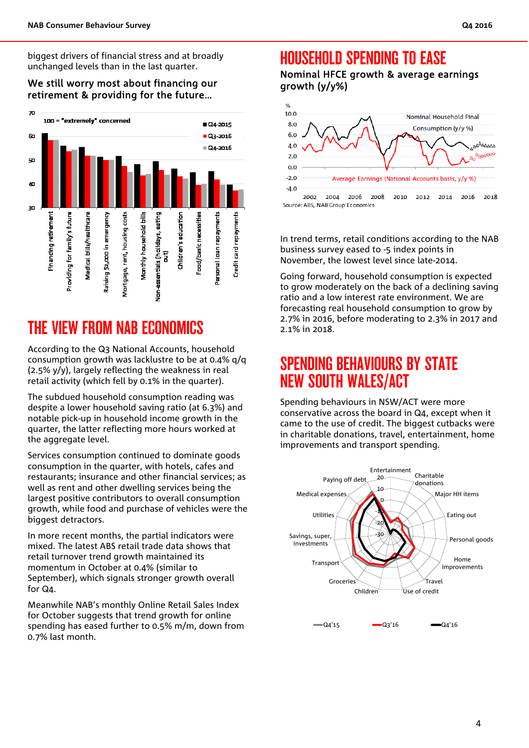biggest drivers of financial stress and at broadly unchanged levels than in the last quarter.

### We still worry most about financing our retirement & providing for the future...

# THE VIEW FROM NAB ECONOMICS

According to the Q3 National Accounts, household consumption growth was lacklustre to be at 0.4% q/q (2.5% y/y), largely reflecting the weakness in real retail activity (which fell by 0.1% in the quarter).

The subdued household consumption reading was despite a lower household saving ratio (at 6.3%) and notable pick-up in household income growth in the quarter, the latter reflecting more hours worked at the aggregate level.

Services consumption continued to dominate goods consumption in the quarter, with hotels, cafes and restaurants; insurance and other financial services; as well as rent and other dwelling services being the largest positive contributors to overall consumption growth, while food and purchase of vehicles were the biggest detractors.

In more recent months, the partial indicators were mixed. The latest ABS retail trade data shows that retail turnover trend growth maintained its momentum in October at 0.4% (similar to September), which signals stronger growth overall for Q4.

Meanwhile NAB's monthly Online Retail Sales Index for October suggests that trend growth for online spending has eased further to 0.5% m/m, down from 0.7% last month.

# HOUSEHOLD SPENDING TO EASE

### Nominal HFCE growth & average earnings growth (y/y%)

Source: ABS, NAB Group Economics

In trend terms, retail conditions according to the NAB business survey eased to -5 index points in November, the lowest level since late-2014.

Going forward, household consumption is expected to grow moderately on the back of a declining saving ratio and a low interest rate environment. We are forecasting real household consumption to grow by 2.7% in 2016, before moderating to 2.3% in 2017 and 2.1% in 2018.

# SPENDING BEHAVIOURS BY STATE NEW SOUTH WALES/ACT

Spending behaviours in NSW/ACT were more conservative across the board in Q4, except when it came to the use of credit. The biggest cutbacks were in charitable donations, travel, entertainment, home improvements and transport spending.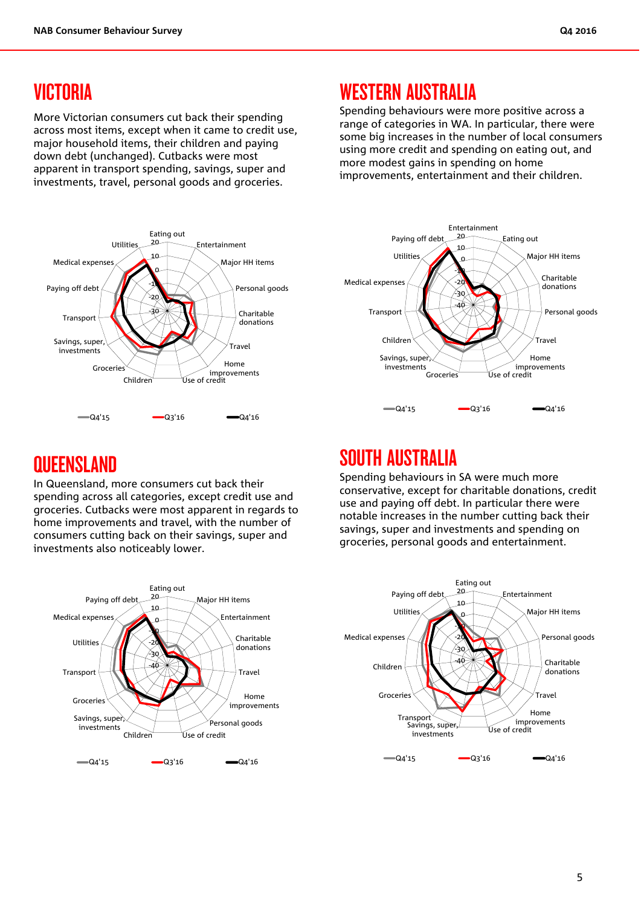## VICTORIA

More Victorian consumers cut back their spending across most items, except when it came to credit use, major household items, their children and paying down debt (unchanged). Cutbacks were most apparent in transport spending, savings, super and investments, travel, personal goods and groceries.

Eating out, Entertainment, Major HH items, Personal goods, Charitable donations, Travel, Home improvements, Use of credit, Children, Groceries, Savings, super, investments, Transport, Paying off debt, Medical expenses, Utilities

Q4'15 Q3'16 Q4'16

## WESTERN AUSTRALIA

Spending behaviours were more positive across a range of categories in WA. In particular, there were some big increases in the number of local consumers using more credit and spending on eating out, and more modest gains in spending on home improvements, entertainment and their children.

Entertainment, Eating out, Major HH items, Charitable donations, Personal goods, Travel, Home improvements, Use of credit, Groceries, Savings, super, investments, Children, Transport, Medical expenses, Utilities, Paying off debt

Q4'15 Q3'16 Q4'16

## QUEENSLAND

In Queensland, more consumers cut back their spending across all categories, except credit use and groceries. Cutbacks were most apparent in regards to home improvements and travel, with the number of consumers cutting back on their savings, super and investments also noticeably lower.

Eating out, Major HH items, Entertainment, Charitable donations, Travel, Home improvements, Personal goods, Use of credit, Children, Savings, super, investments, Groceries, Transport, Utilities, Medical expenses, Paying off debt

Q4'15 Q3'16 Q4'16

## SOUTH AUSTRALIA

Spending behaviours in SA were much more conservative, except for charitable donations, credit use and paying off debt. In particular there were notable increases in the number cutting back their savings, super and investments and spending on groceries, personal goods and entertainment.

Eating out, Entertainment, Major HH items, Personal goods, Charitable donations, Travel, Home improvements, Use of credit, Savings, super, investments, Transport, Groceries, Children, Medical expenses, Utilities, Paying off debt

Q4'15 Q3'16 Q4'16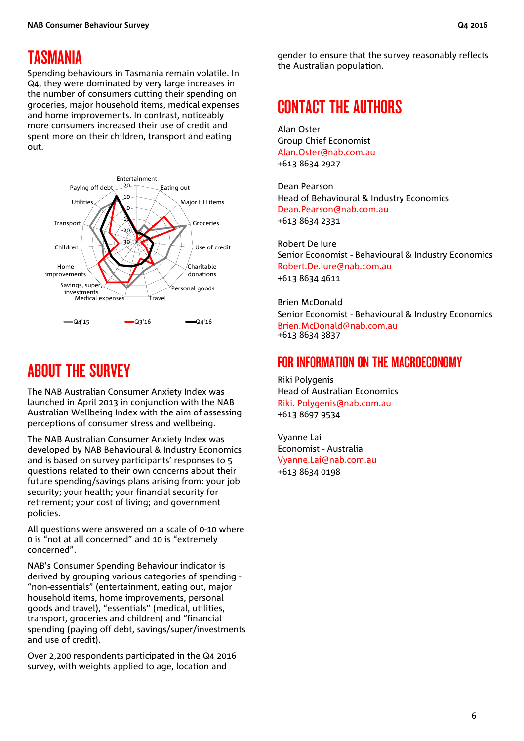# TASMANIA

Spending behaviours in Tasmania remain volatile. In Q4, they were dominated by very large increases in the number of consumers cutting their spending on groceries, major household items, medical expenses and home improvements. In contrast, noticeably more consumers increased their use of credit and spent more on their children, transport and eating out.

# ABOUT THE SURVEY

The NAB Australian Consumer Anxiety Index was launched in April 2013 in conjunction with the NAB Australian Wellbeing Index with the aim of assessing perceptions of consumer stress and wellbeing.

The NAB Australian Consumer Anxiety Index was developed by NAB Behavioural & Industry Economics and is based on survey participants' responses to 5 questions related to their own concerns about their future spending/savings plans arising from: your job security; your health; your financial security for retirement; your cost of living; and government policies.

All questions were answered on a scale of 0-10 where 0 is "not at all concerned" and 10 is "extremely concerned".

NAB's Consumer Spending Behaviour indicator is derived by grouping various categories of spending - "non-essentials" (entertainment, eating out, major household items, home improvements, personal goods and travel), "essentials" (medical, utilities, transport, groceries and children) and "financial spending (paying off debt, savings/super/investments and use of credit).

Over 2,200 respondents participated in the Q4 2016 survey, with weights applied to age, location and gender to ensure that the survey reasonably reflects the Australian population.

# CONTACT THE AUTHORS

Alan Oster
Group Chief Economist
Alan.Oster@nab.com.au
+613 8634 2927

Dean Pearson
Head of Behavioural & Industry Economics
Dean.Pearson@nab.com.au
+613 8634 2331

Robert De Iure
Senior Economist - Behavioural & Industry Economics
Robert.De.Iure@nab.com.au
+613 8634 4611

Brien McDonald
Senior Economist - Behavioural & Industry Economics
Brien.McDonald@nab.com.au
+613 8634 3837

# FOR INFORMATION ON THE MACROECONOMY

Riki Polygenis
Head of Australian Economics
Riki. Polygenis@nab.com.au
+613 8697 9534

Vyanne Lai
Economist - Australia
Vyanne.Lai@nab.com.au
+613 8634 0198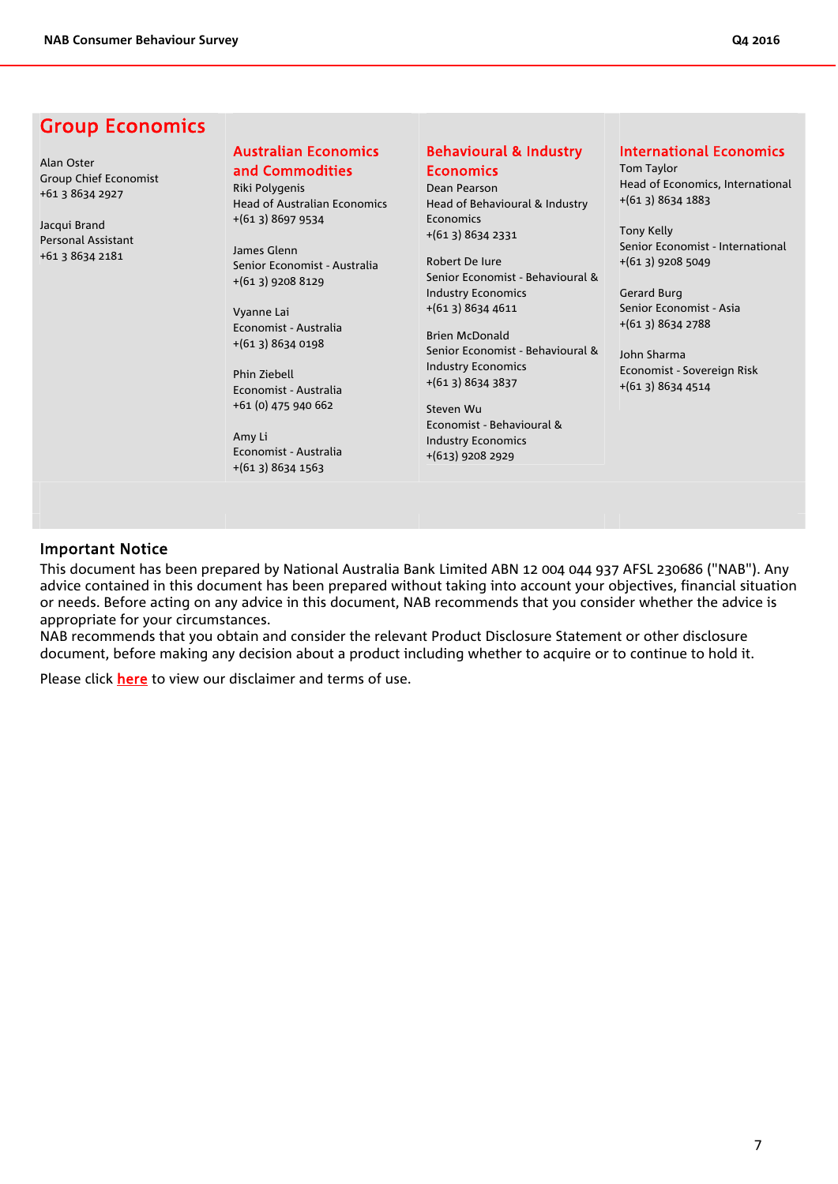# Group Economics

Alan Oster
Group Chief Economist
+61 3 8634 2927

Jacqui Brand
Personal Assistant
+61 3 8634 2181

## Australian Economics and Commodities

Riki Polygenis
Head of Australian Economics
+(61 3) 8697 9534

James Glenn
Senior Economist - Australia
+(61 3) 9208 8129

Vyanne Lai
Economist - Australia
+(61 3) 8634 0198

Phin Ziebell
Economist - Australia
+61 (0) 475 940 662

Amy Li
Economist - Australia
+(61 3) 8634 1563

## Behavioural & Industry Economics

Dean Pearson
Head of Behavioural & Industry Economics
+(61 3) 8634 2331

Robert De Iure
Senior Economist - Behavioural & Industry Economics
+(61 3) 8634 4611

Brien McDonald
Senior Economist - Behavioural & Industry Economics
+(61 3) 8634 3837

Steven Wu
Economist - Behavioural & Industry Economics
+(613) 9208 2929

## International Economics

Tom Taylor
Head of Economics, International
+(61 3) 8634 1883

Tony Kelly
Senior Economist - International
+(61 3) 9208 5049

Gerard Burg
Senior Economist - Asia
+(61 3) 8634 2788

John Sharma
Economist - Sovereign Risk
+(61 3) 8634 4514

### Important Notice

This document has been prepared by National Australia Bank Limited ABN 12 004 044 937 AFSL 230686 ("NAB"). Any advice contained in this document has been prepared without taking into account your objectives, financial situation or needs. Before acting on any advice in this document, NAB recommends that you consider whether the advice is appropriate for your circumstances.
NAB recommends that you obtain and consider the relevant Product Disclosure Statement or other disclosure document, before making any decision about a product including whether to acquire or to continue to hold it.

Please click here to view our disclaimer and terms of use.